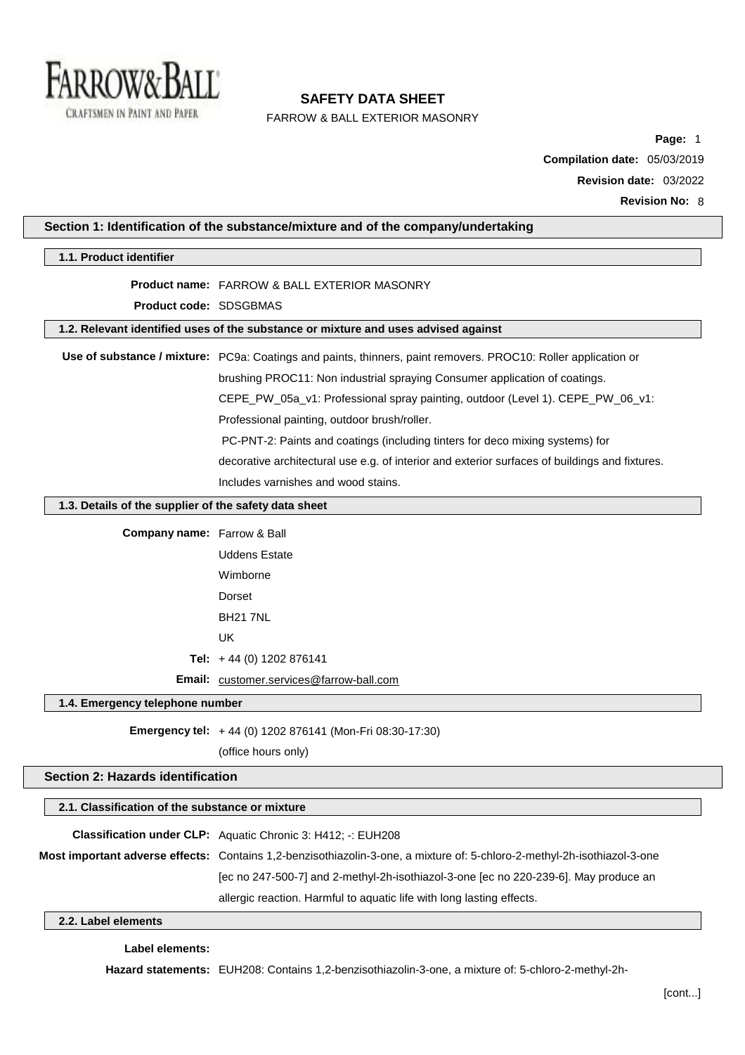# SAFETY DATA SHEET

FARROW & BALL EXTERIOR MASONRY

**Compilation date:** 05/03/2019

**Revision date:** 03/2022

**Revision No:** 8

## Section 1: Identification of the substance/mixture and of the company/undertaking

### 1.1. Product identifier

**Product name:** FARROW & BALL EXTERIOR MASONRY

**Product code:** SDSGBMAS

### 1.2. Relevant identified uses of the substance or mixture and uses advised against

**Use of substance / mixture:** PC9a: Coatings and paints, thinners, paint removers. PROC10: Roller application or brushing PROC11: Non industrial spraying Consumer application of coatings. CEPE_PW_05a_v1: Professional spray painting, outdoor (Level 1). CEPE_PW_06_v1: Professional painting, outdoor brush/roller.
PC-PNT-2: Paints and coatings (including tinters for deco mixing systems) for decorative architectural use e.g. of interior and exterior surfaces of buildings and fixtures. Includes varnishes and wood stains.

### 1.3. Details of the supplier of the safety data sheet

**Company name:** Farrow & Ball
Uddens Estate
Wimborne
Dorset
BH21 7NL
UK

**Tel:** + 44 (0) 1202 876141

**Email:** customer.services@farrow-ball.com

### 1.4. Emergency telephone number

**Emergency tel:** + 44 (0) 1202 876141 (Mon-Fri 08:30-17:30)
(office hours only)

## Section 2: Hazards identification

### 2.1. Classification of the substance or mixture

**Classification under CLP:** Aquatic Chronic 3: H412; -: EUH208

**Most important adverse effects:** Contains 1,2-benzisothiazolin-3-one, a mixture of: 5-chloro-2-methyl-2h-isothiazol-3-one [ec no 247-500-7] and 2-methyl-2h-isothiazol-3-one [ec no 220-239-6]. May produce an allergic reaction. Harmful to aquatic life with long lasting effects.

### 2.2. Label elements

**Label elements:**

**Hazard statements:** EUH208: Contains 1,2-benzisothiazolin-3-one, a mixture of: 5-chloro-2-methyl-2h-

[cont...]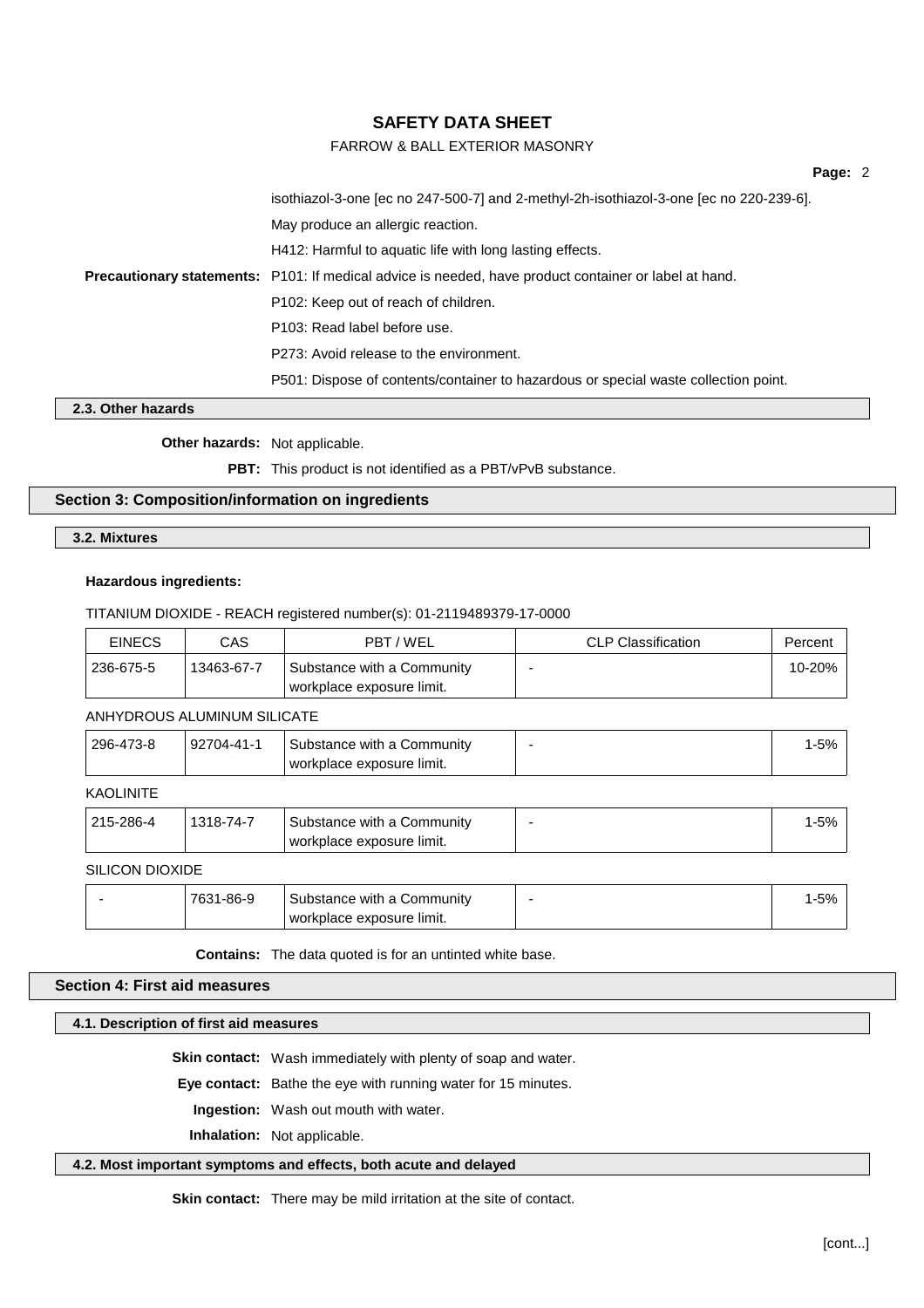isothiazol-3-one [ec no 247-500-7] and 2-methyl-2h-isothiazol-3-one [ec no 220-239-6].

May produce an allergic reaction.

H412: Harmful to aquatic life with long lasting effects.

**Precautionary statements:** P101: If medical advice is needed, have product container or label at hand.

P102: Keep out of reach of children.

P103: Read label before use.

P273: Avoid release to the environment.

P501: Dispose of contents/container to hazardous or special waste collection point.

### 2.3. Other hazards

**Other hazards:** Not applicable.

**PBT:** This product is not identified as a PBT/vPvB substance.

## Section 3: Composition/information on ingredients

### 3.2. Mixtures

**Hazardous ingredients:**

TITANIUM DIOXIDE - REACH registered number(s): 01-2119489379-17-0000

| EINECS | CAS | PBT / WEL | CLP Classification | Percent |
|---|---|---|---|---|
| 236-675-5 | 13463-67-7 | Substance with a Community workplace exposure limit. | - | 10-20% |

ANHYDROUS ALUMINUM SILICATE

| EINECS | CAS | PBT / WEL | CLP Classification | Percent |
|---|---|---|---|---|
| 296-473-8 | 92704-41-1 | Substance with a Community workplace exposure limit. | - | 1-5% |

KAOLINITE

| EINECS | CAS | PBT / WEL | CLP Classification | Percent |
|---|---|---|---|---|
| 215-286-4 | 1318-74-7 | Substance with a Community workplace exposure limit. | - | 1-5% |

SILICON DIOXIDE

| EINECS | CAS | PBT / WEL | CLP Classification | Percent |
|---|---|---|---|---|
| - | 7631-86-9 | Substance with a Community workplace exposure limit. | - | 1-5% |

**Contains:** The data quoted is for an untinted white base.

## Section 4: First aid measures

### 4.1. Description of first aid measures

**Skin contact:** Wash immediately with plenty of soap and water.

**Eye contact:** Bathe the eye with running water for 15 minutes.

**Ingestion:** Wash out mouth with water.

**Inhalation:** Not applicable.

### 4.2. Most important symptoms and effects, both acute and delayed

**Skin contact:** There may be mild irritation at the site of contact.

[cont...]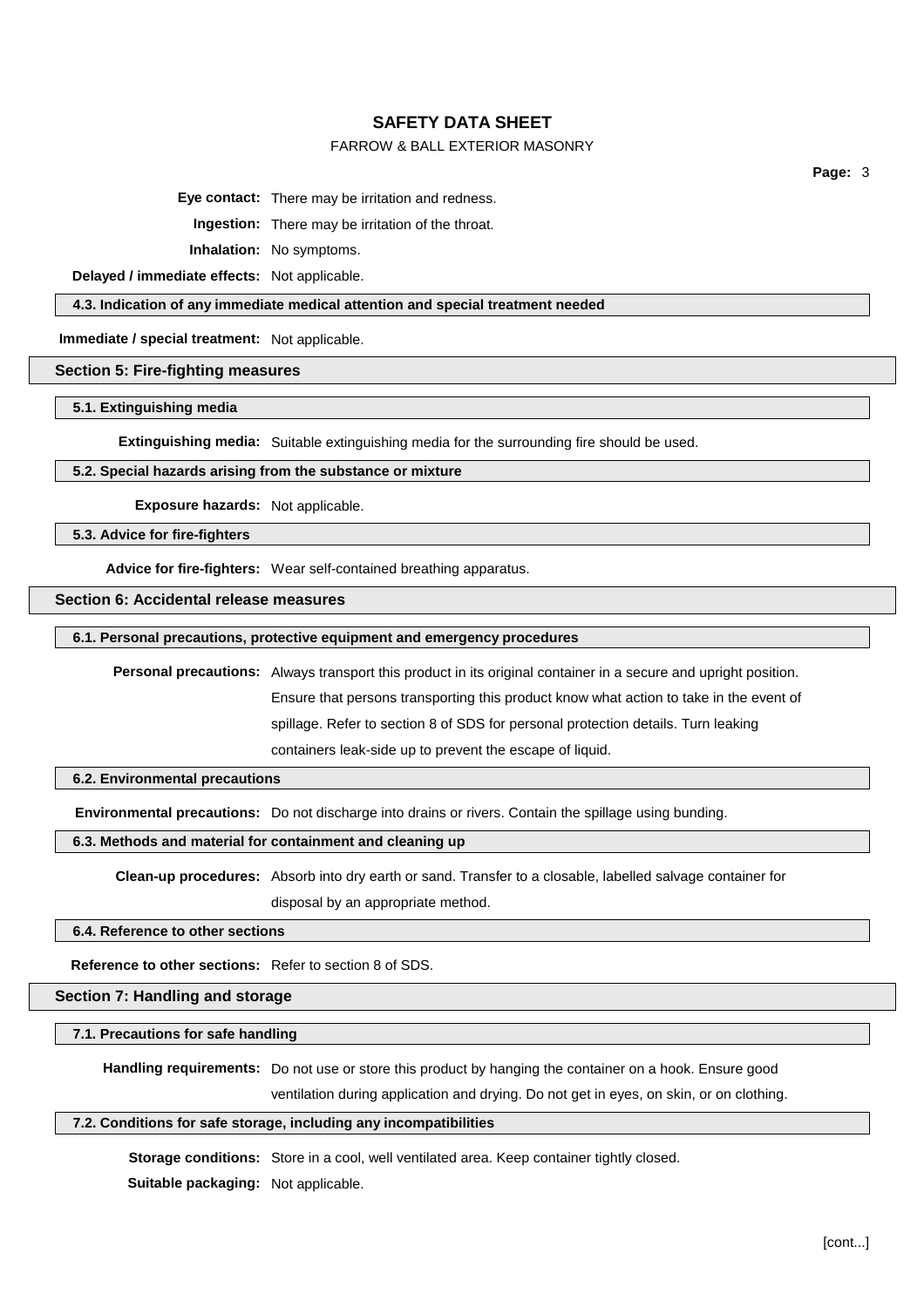**Eye contact:** There may be irritation and redness.

**Ingestion:** There may be irritation of the throat.

**Inhalation:** No symptoms.

**Delayed / immediate effects:** Not applicable.

### 4.3. Indication of any immediate medical attention and special treatment needed

**Immediate / special treatment:** Not applicable.

## Section 5: Fire-fighting measures

### 5.1. Extinguishing media

**Extinguishing media:** Suitable extinguishing media for the surrounding fire should be used.

### 5.2. Special hazards arising from the substance or mixture

**Exposure hazards:** Not applicable.

### 5.3. Advice for fire-fighters

**Advice for fire-fighters:** Wear self-contained breathing apparatus.

## Section 6: Accidental release measures

### 6.1. Personal precautions, protective equipment and emergency procedures

**Personal precautions:** Always transport this product in its original container in a secure and upright position. Ensure that persons transporting this product know what action to take in the event of spillage. Refer to section 8 of SDS for personal protection details. Turn leaking containers leak-side up to prevent the escape of liquid.

### 6.2. Environmental precautions

**Environmental precautions:** Do not discharge into drains or rivers. Contain the spillage using bunding.

### 6.3. Methods and material for containment and cleaning up

**Clean-up procedures:** Absorb into dry earth or sand. Transfer to a closable, labelled salvage container for disposal by an appropriate method.

### 6.4. Reference to other sections

**Reference to other sections:** Refer to section 8 of SDS.

## Section 7: Handling and storage

### 7.1. Precautions for safe handling

**Handling requirements:** Do not use or store this product by hanging the container on a hook. Ensure good ventilation during application and drying. Do not get in eyes, on skin, or on clothing.

### 7.2. Conditions for safe storage, including any incompatibilities

**Storage conditions:** Store in a cool, well ventilated area. Keep container tightly closed.

**Suitable packaging:** Not applicable.

[cont...]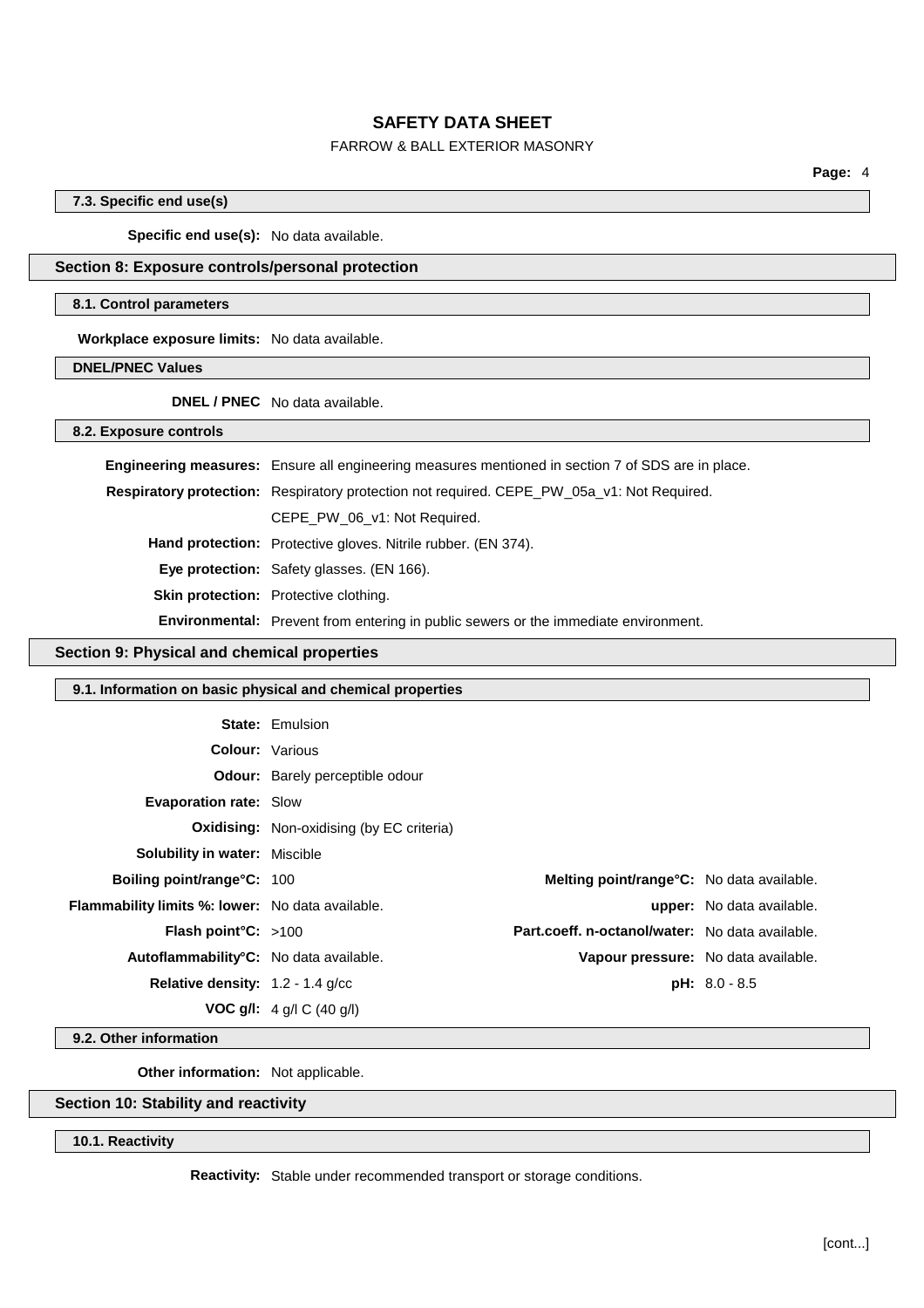### 7.3. Specific end use(s)

**Specific end use(s):** No data available.

## Section 8: Exposure controls/personal protection

### 8.1. Control parameters

**Workplace exposure limits:** No data available.

### DNEL/PNEC Values

**DNEL / PNEC** No data available.

### 8.2. Exposure controls

**Engineering measures:** Ensure all engineering measures mentioned in section 7 of SDS are in place.

**Respiratory protection:** Respiratory protection not required. CEPE_PW_05a_v1: Not Required.

CEPE_PW_06_v1: Not Required.

**Hand protection:** Protective gloves. Nitrile rubber. (EN 374).

**Eye protection:** Safety glasses. (EN 166).

**Skin protection:** Protective clothing.

**Environmental:** Prevent from entering in public sewers or the immediate environment.

## Section 9: Physical and chemical properties

### 9.1. Information on basic physical and chemical properties

**State:** Emulsion

**Colour:** Various

**Odour:** Barely perceptible odour

**Evaporation rate:** Slow

**Oxidising:** Non-oxidising (by EC criteria)

**Solubility in water:** Miscible

| | | | |
|---|---|---|---|
| **Boiling point/range°C:** | 100 | **Melting point/range°C:** | No data available. |
| **Flammability limits %: lower:** | No data available. | **upper:** | No data available. |
| **Flash point°C:** | >100 | **Part.coeff. n-octanol/water:** | No data available. |
| **Autoflammability°C:** | No data available. | **Vapour pressure:** | No data available. |
| **Relative density:** | 1.2 - 1.4 g/cc | **pH:** | 8.0 - 8.5 |
| **VOC g/l:** | 4 g/l C (40 g/l) | | |

### 9.2. Other information

**Other information:** Not applicable.

## Section 10: Stability and reactivity

### 10.1. Reactivity

**Reactivity:** Stable under recommended transport or storage conditions.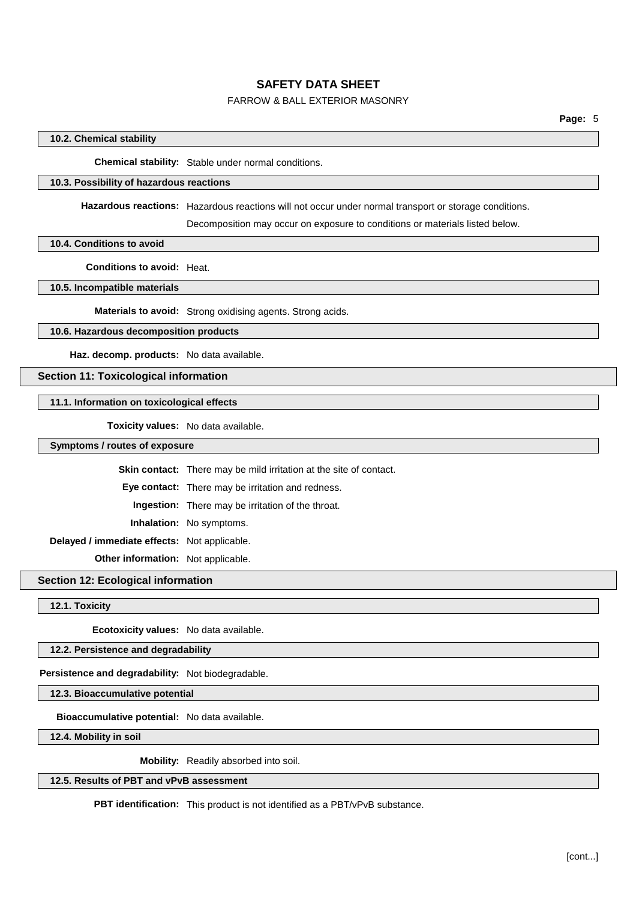### 10.2. Chemical stability

**Chemical stability:** Stable under normal conditions.

### 10.3. Possibility of hazardous reactions

**Hazardous reactions:** Hazardous reactions will not occur under normal transport or storage conditions.

Decomposition may occur on exposure to conditions or materials listed below.

### 10.4. Conditions to avoid

**Conditions to avoid:** Heat.

### 10.5. Incompatible materials

**Materials to avoid:** Strong oxidising agents. Strong acids.

### 10.6. Hazardous decomposition products

**Haz. decomp. products:** No data available.

## Section 11: Toxicological information

### 11.1. Information on toxicological effects

**Toxicity values:** No data available.

### Symptoms / routes of exposure

**Skin contact:** There may be mild irritation at the site of contact.

**Eye contact:** There may be irritation and redness.

**Ingestion:** There may be irritation of the throat.

**Inhalation:** No symptoms.

**Delayed / immediate effects:** Not applicable.

**Other information:** Not applicable.

## Section 12: Ecological information

### 12.1. Toxicity

**Ecotoxicity values:** No data available.

### 12.2. Persistence and degradability

**Persistence and degradability:** Not biodegradable.

### 12.3. Bioaccumulative potential

**Bioaccumulative potential:** No data available.

### 12.4. Mobility in soil

**Mobility:** Readily absorbed into soil.

### 12.5. Results of PBT and vPvB assessment

**PBT identification:** This product is not identified as a PBT/vPvB substance.

[cont...]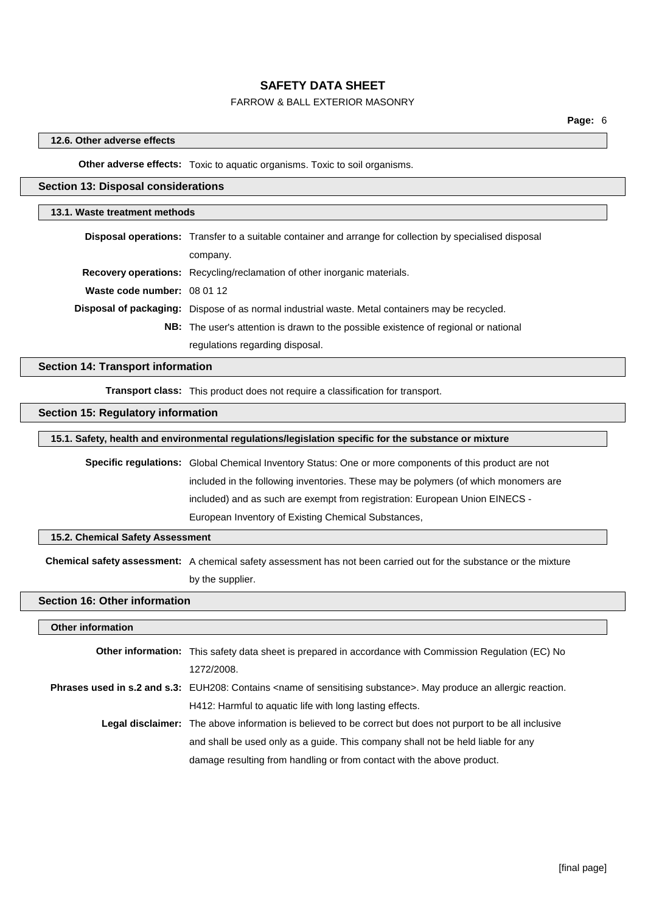### 12.6. Other adverse effects

**Other adverse effects:** Toxic to aquatic organisms. Toxic to soil organisms.

## Section 13: Disposal considerations

### 13.1. Waste treatment methods

**Disposal operations:** Transfer to a suitable container and arrange for collection by specialised disposal company.

**Recovery operations:** Recycling/reclamation of other inorganic materials.

**Waste code number:** 08 01 12

**Disposal of packaging:** Dispose of as normal industrial waste. Metal containers may be recycled.

**NB:** The user's attention is drawn to the possible existence of regional or national regulations regarding disposal.

## Section 14: Transport information

**Transport class:** This product does not require a classification for transport.

## Section 15: Regulatory information

### 15.1. Safety, health and environmental regulations/legislation specific for the substance or mixture

**Specific regulations:** Global Chemical Inventory Status: One or more components of this product are not included in the following inventories. These may be polymers (of which monomers are included) and as such are exempt from registration: European Union EINECS - European Inventory of Existing Chemical Substances,

### 15.2. Chemical Safety Assessment

**Chemical safety assessment:** A chemical safety assessment has not been carried out for the substance or the mixture by the supplier.

## Section 16: Other information

### Other information

**Other information:** This safety data sheet is prepared in accordance with Commission Regulation (EC) No 1272/2008.

**Phrases used in s.2 and s.3:** EUH208: Contains <name of sensitising substance>. May produce an allergic reaction.
H412: Harmful to aquatic life with long lasting effects.

**Legal disclaimer:** The above information is believed to be correct but does not purport to be all inclusive and shall be used only as a guide. This company shall not be held liable for any damage resulting from handling or from contact with the above product.

[final page]